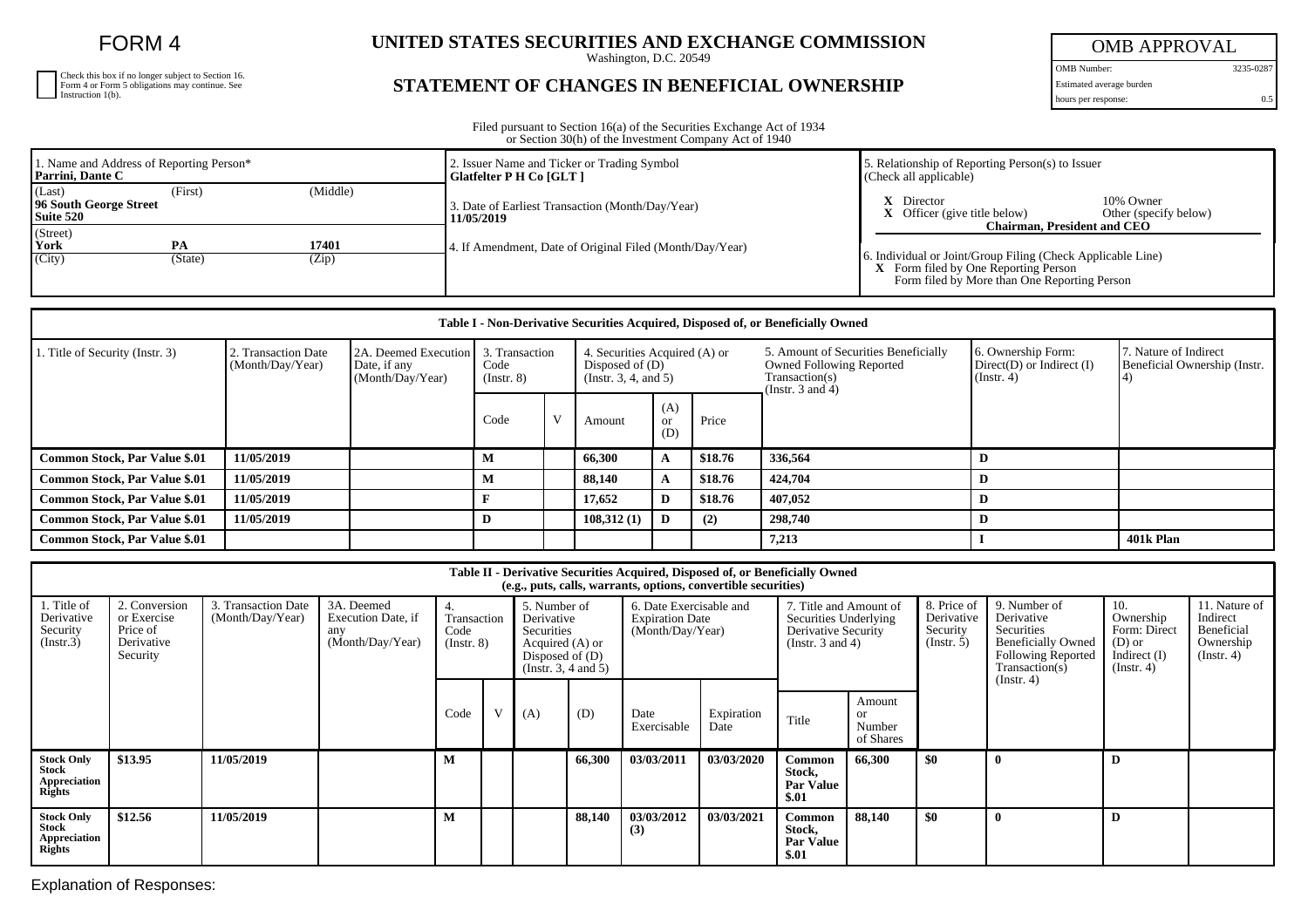# FORM 4

Check this box if no longer subject to Section 16. Form 4 or Form 5 obligations may continue. See Instruction 1(b).

## UNITED STATES SECURITIES AND EXCHANGE COMMISSION

Washington, D.C. 20549

## STATEMENT OF CHANGES IN BENEFICIAL OWNERSHIP

| OMB APPROVAL | |
|---|---|
| OMB Number: | 3235-0287 |
| Estimated average burden | |
| hours per response: | 0.5 |

Filed pursuant to Section 16(a) of the Securities Exchange Act of 1934
or Section 30(h) of the Investment Company Act of 1940

1. Name and Address of Reporting Person*
**Parrini, Dante C**

| (Last) | (First) | (Middle) |
|---|---|---|
| **96 South George Street Suite 520** | | |
| (Street) | | |
| **York** | **PA** | **17401** |
| (City) | (State) | (Zip) |

2. Issuer Name and Ticker or Trading Symbol
**Glatfelter P H Co [GLT ]**

3. Date of Earliest Transaction (Month/Day/Year)
**11/05/2019**

4. If Amendment, Date of Original Filed (Month/Day/Year)

5. Relationship of Reporting Person(s) to Issuer
(Check all applicable)

**X** Director
10% Owner
**X** Officer (give title below)
Other (specify below)
**Chairman, President and CEO**

6. Individual or Joint/Group Filing (Check Applicable Line)
**X** Form filed by One Reporting Person
Form filed by More than One Reporting Person

**Table I - Non-Derivative Securities Acquired, Disposed of, or Beneficially Owned**

| 1. Title of Security (Instr. 3) | 2. Transaction Date (Month/Day/Year) | 2A. Deemed Execution Date, if any (Month/Day/Year) | 3. Transaction Code (Instr. 8) | | 4. Securities Acquired (A) or Disposed of (D) (Instr. 3, 4, and 5) | | | 5. Amount of Securities Beneficially Owned Following Reported Transaction(s) (Instr. 3 and 4) | 6. Ownership Form: Direct(D) or Indirect (I) (Instr. 4) | 7. Nature of Indirect Beneficial Ownership (Instr. 4) |
|---|---|---|---|---|---|---|---|---|---|---|
| | | | Code | V | Amount | (A) or (D) | Price | | | |
| **Common Stock, Par Value $.01** | **11/05/2019** | | **M** | | **66,300** | **A** | **$18.76** | **336,564** | **D** | |
| **Common Stock, Par Value $.01** | **11/05/2019** | | **M** | | **88,140** | **A** | **$18.76** | **424,704** | **D** | |
| **Common Stock, Par Value $.01** | **11/05/2019** | | **F** | | **17,652** | **D** | **$18.76** | **407,052** | **D** | |
| **Common Stock, Par Value $.01** | **11/05/2019** | | **D** | | **108,312 (1)** | **D** | **(2)** | **298,740** | **D** | |
| **Common Stock, Par Value $.01** | | | | | | | | **7,213** | **I** | **401k Plan** |

**Table II - Derivative Securities Acquired, Disposed of, or Beneficially Owned**
**(e.g., puts, calls, warrants, options, convertible securities)**

| 1. Title of Derivative Security (Instr.3) | 2. Conversion or Exercise Price of Derivative Security | 3. Transaction Date (Month/Day/Year) | 3A. Deemed Execution Date, if any (Month/Day/Year) | 4. Transaction Code (Instr. 8) | | 5. Number of Derivative Securities Acquired (A) or Disposed of (D) (Instr. 3, 4 and 5) | | 6. Date Exercisable and Expiration Date (Month/Day/Year) | | 7. Title and Amount of Securities Underlying Derivative Security (Instr. 3 and 4) | | 8. Price of Derivative Security (Instr. 5) | 9. Number of Derivative Securities Beneficially Owned Following Reported Transaction(s) (Instr. 4) | 10. Ownership Form: Direct (D) or Indirect (I) (Instr. 4) | 11. Nature of Indirect Beneficial Ownership (Instr. 4) |
|---|---|---|---|---|---|---|---|---|---|---|---|---|---|---|---|
| | | | | Code | V | (A) | (D) | Date Exercisable | Expiration Date | Title | Amount or Number of Shares | | | | |
| **Stock Only Stock Appreciation Rights** | **$13.95** | **11/05/2019** | | **M** | | | **66,300** | **03/03/2011** | **03/03/2020** | **Common Stock, Par Value $.01** | **66,300** | **$0** | **0** | **D** | |
| **Stock Only Stock Appreciation Rights** | **$12.56** | **11/05/2019** | | **M** | | | **88,140** | **03/03/2012 (3)** | **03/03/2021** | **Common Stock, Par Value $.01** | **88,140** | **$0** | **0** | **D** | |

Explanation of Responses: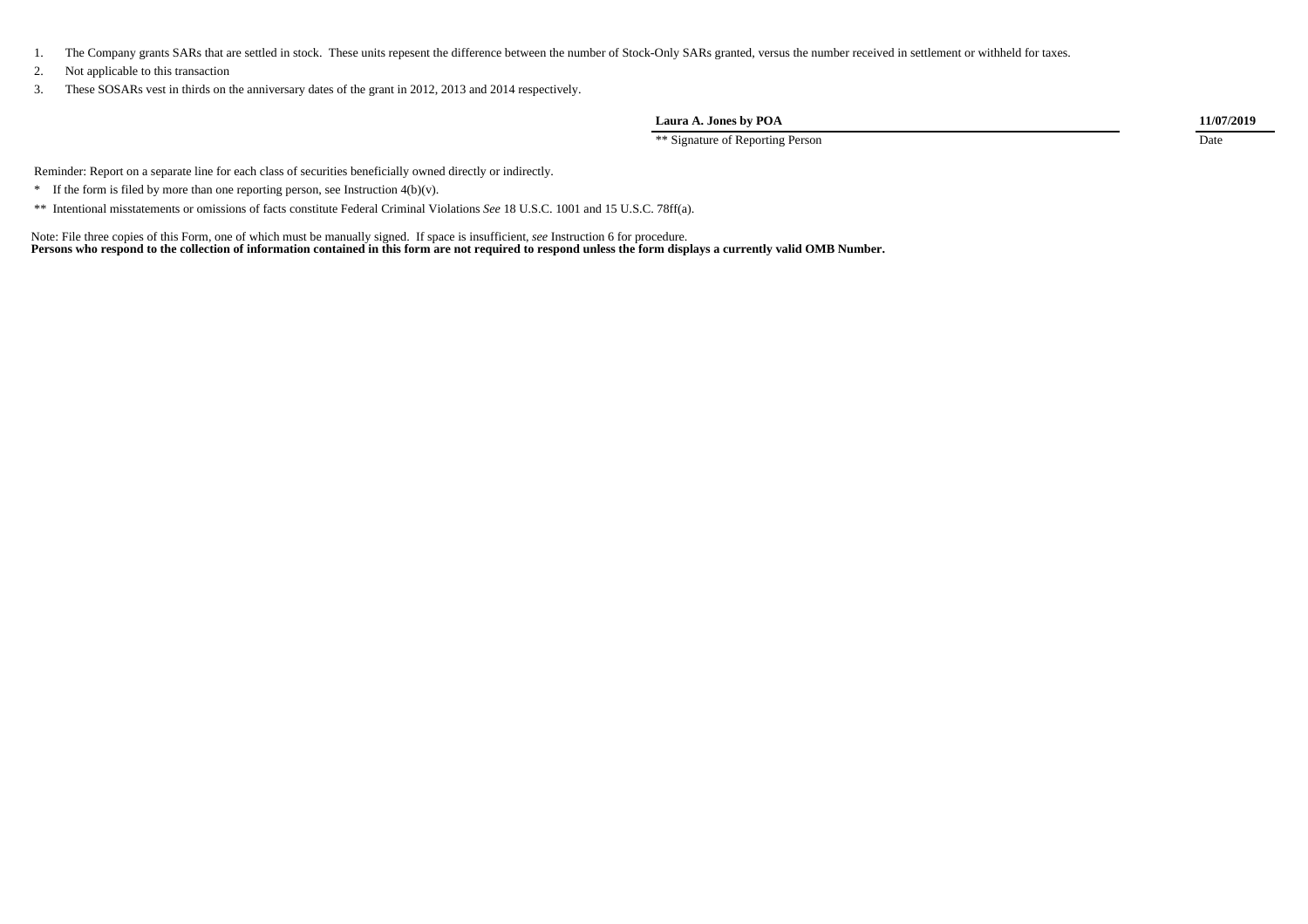1. The Company grants SARs that are settled in stock. These units repesent the difference between the number of Stock-Only SARs granted, versus the number received in settlement or withheld for taxes.
2. Not applicable to this transaction
3. These SOSARs vest in thirds on the anniversary dates of the grant in 2012, 2013 and 2014 respectively.

| | |
|---|---|
| **Laura A. Jones by POA** | **11/07/2019** |
| ** Signature of Reporting Person | Date |

Reminder: Report on a separate line for each class of securities beneficially owned directly or indirectly.

* If the form is filed by more than one reporting person, see Instruction 4(b)(v).

** Intentional misstatements or omissions of facts constitute Federal Criminal Violations *See* 18 U.S.C. 1001 and 15 U.S.C. 78ff(a).

Note: File three copies of this Form, one of which must be manually signed. If space is insufficient, *see* Instruction 6 for procedure.
**Persons who respond to the collection of information contained in this form are not required to respond unless the form displays a currently valid OMB Number.**